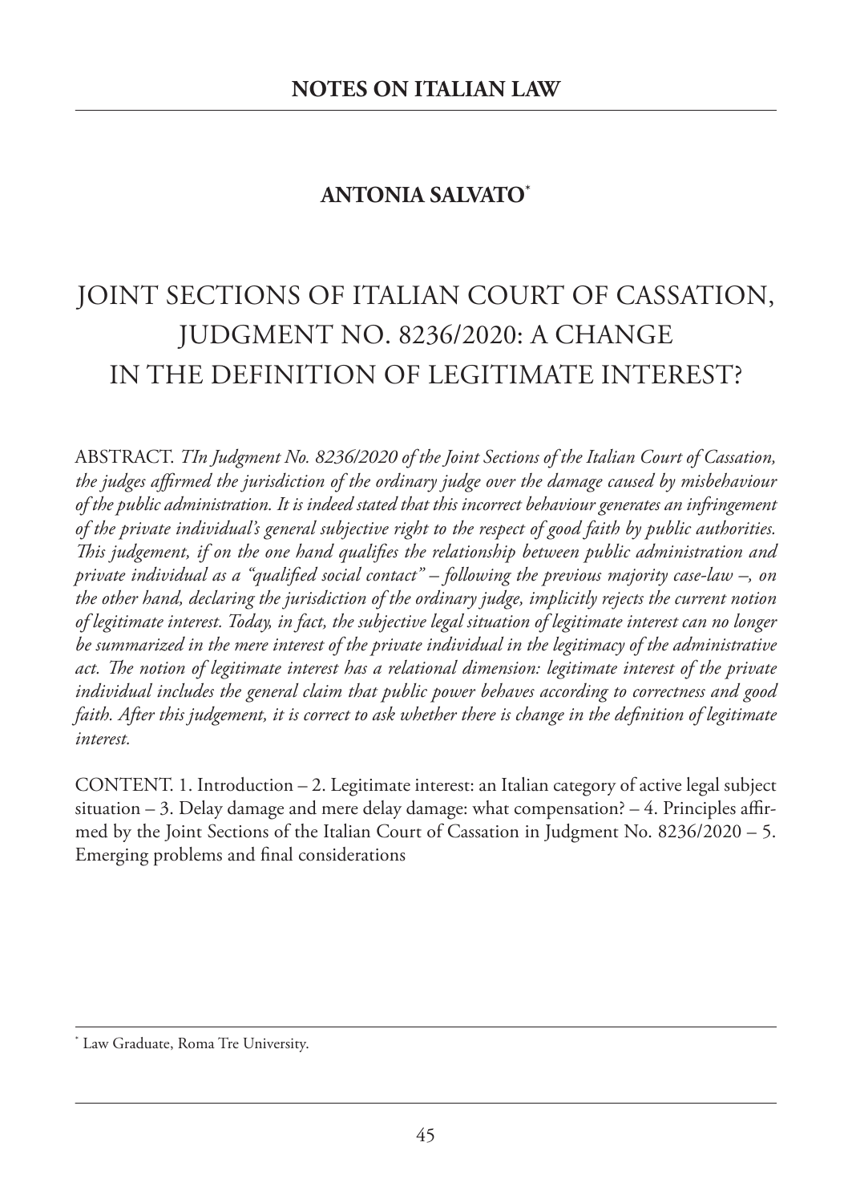**NOTES ON ITALIAN LAW**

**ANTONIA SALVATO***

# JOINT SECTIONS OF ITALIAN COURT OF CASSATION, JUDGMENT NO. 8236/2020: A CHANGE IN THE DEFINITION OF LEGITIMATE INTEREST?

ABSTRACT. *TIn Judgment No. 8236/2020 of the Joint Sections of the Italian Court of Cassation, the judges affirmed the jurisdiction of the ordinary judge over the damage caused by misbehaviour of the public administration. It is indeed stated that this incorrect behaviour generates an infringement of the private individual's general subjective right to the respect of good faith by public authorities. This judgement, if on the one hand qualifies the relationship between public administration and private individual as a "qualified social contact" – following the previous majority case-law –, on the other hand, declaring the jurisdiction of the ordinary judge, implicitly rejects the current notion of legitimate interest. Today, in fact, the subjective legal situation of legitimate interest can no longer be summarized in the mere interest of the private individual in the legitimacy of the administrative act. The notion of legitimate interest has a relational dimension: legitimate interest of the private individual includes the general claim that public power behaves according to correctness and good faith. After this judgement, it is correct to ask whether there is change in the definition of legitimate interest.*

CONTENT. 1. Introduction – 2. Legitimate interest: an Italian category of active legal subject situation – 3. Delay damage and mere delay damage: what compensation? – 4. Principles affirmed by the Joint Sections of the Italian Court of Cassation in Judgment No. 8236/2020 – 5. Emerging problems and final considerations

---

\* Law Graduate, Roma Tre University.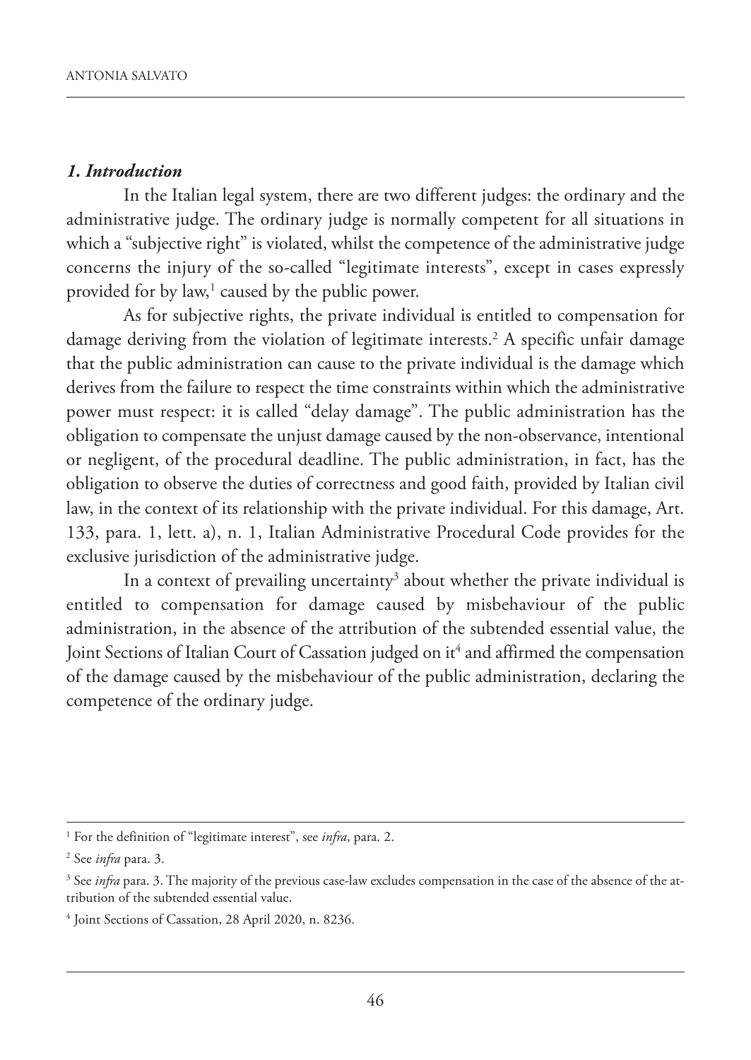### *1. Introduction*

In the Italian legal system, there are two different judges: the ordinary and the administrative judge. The ordinary judge is normally competent for all situations in which a "subjective right" is violated, whilst the competence of the administrative judge concerns the injury of the so-called "legitimate interests", except in cases expressly provided for by law,[1] caused by the public power.

As for subjective rights, the private individual is entitled to compensation for damage deriving from the violation of legitimate interests.[2] A specific unfair damage that the public administration can cause to the private individual is the damage which derives from the failure to respect the time constraints within which the administrative power must respect: it is called "delay damage". The public administration has the obligation to compensate the unjust damage caused by the non-observance, intentional or negligent, of the procedural deadline. The public administration, in fact, has the obligation to observe the duties of correctness and good faith, provided by Italian civil law, in the context of its relationship with the private individual. For this damage, Art. 133, para. 1, lett. a), n. 1, Italian Administrative Procedural Code provides for the exclusive jurisdiction of the administrative judge.

In a context of prevailing uncertainty[3] about whether the private individual is entitled to compensation for damage caused by misbehaviour of the public administration, in the absence of the attribution of the subtended essential value, the Joint Sections of Italian Court of Cassation judged on it[4] and affirmed the compensation of the damage caused by the misbehaviour of the public administration, declaring the competence of the ordinary judge.

---

[1] For the definition of "legitimate interest", see *infra*, para. 2.

[2] See *infra* para. 3.

[3] See *infra* para. 3. The majority of the previous case-law excludes compensation in the case of the absence of the attribution of the subtended essential value.

[4] Joint Sections of Cassation, 28 April 2020, n. 8236.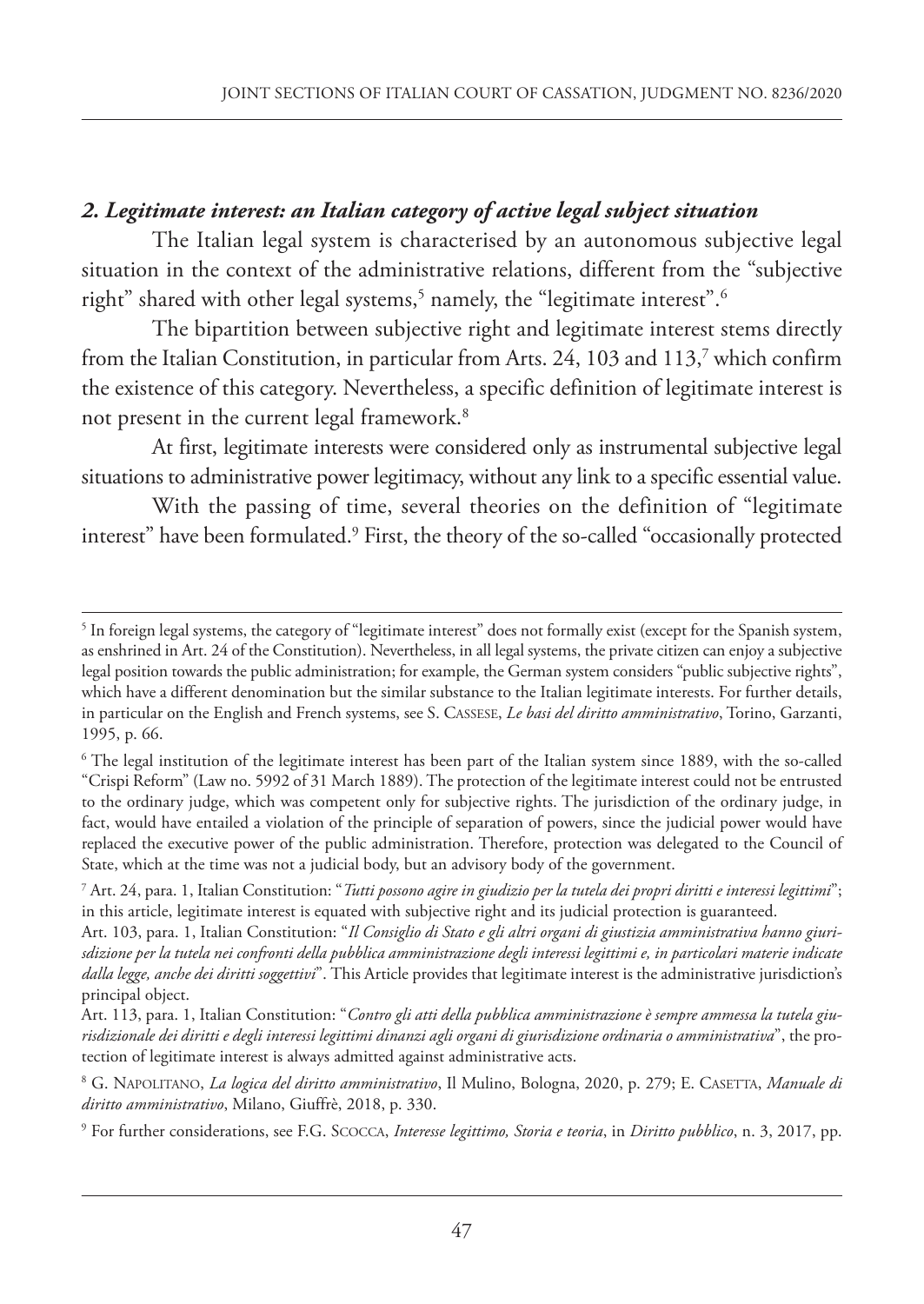### *2. Legitimate interest: an Italian category of active legal subject situation*

The Italian legal system is characterised by an autonomous subjective legal situation in the context of the administrative relations, different from the "subjective right" shared with other legal systems,[5] namely, the "legitimate interest".[6]

The bipartition between subjective right and legitimate interest stems directly from the Italian Constitution, in particular from Arts. 24, 103 and 113,[7] which confirm the existence of this category. Nevertheless, a specific definition of legitimate interest is not present in the current legal framework.[8]

At first, legitimate interests were considered only as instrumental subjective legal situations to administrative power legitimacy, without any link to a specific essential value.

With the passing of time, several theories on the definition of "legitimate interest" have been formulated.[9] First, the theory of the so-called "occasionally protected

---

[5] In foreign legal systems, the category of "legitimate interest" does not formally exist (except for the Spanish system, as enshrined in Art. 24 of the Constitution). Nevertheless, in all legal systems, the private citizen can enjoy a subjective legal position towards the public administration; for example, the German system considers "public subjective rights", which have a different denomination but the similar substance to the Italian legitimate interests. For further details, in particular on the English and French systems, see S. Cassese, *Le basi del diritto amministrativo*, Torino, Garzanti, 1995, p. 66.

[6] The legal institution of the legitimate interest has been part of the Italian system since 1889, with the so-called "Crispi Reform" (Law no. 5992 of 31 March 1889). The protection of the legitimate interest could not be entrusted to the ordinary judge, which was competent only for subjective rights. The jurisdiction of the ordinary judge, in fact, would have entailed a violation of the principle of separation of powers, since the judicial power would have replaced the executive power of the public administration. Therefore, protection was delegated to the Council of State, which at the time was not a judicial body, but an advisory body of the government.

[7] Art. 24, para. 1, Italian Constitution: "*Tutti possono agire in giudizio per la tutela dei propri diritti e interessi legittimi*"; in this article, legitimate interest is equated with subjective right and its judicial protection is guaranteed.

Art. 103, para. 1, Italian Constitution: "*Il Consiglio di Stato e gli altri organi di giustizia amministrativa hanno giurisdizione per la tutela nei confronti della pubblica amministrazione degli interessi legittimi e, in particolari materie indicate dalla legge, anche dei diritti soggettivi*". This Article provides that legitimate interest is the administrative jurisdiction's principal object.

Art. 113, para. 1, Italian Constitution: "*Contro gli atti della pubblica amministrazione è sempre ammessa la tutela giurisdizionale dei diritti e degli interessi legittimi dinanzi agli organi di giurisdizione ordinaria o amministrativa*", the protection of legitimate interest is always admitted against administrative acts.

[8] G. Napolitano, *La logica del diritto amministrativo*, Il Mulino, Bologna, 2020, p. 279; E. Casetta, *Manuale di diritto amministrativo*, Milano, Giuffrè, 2018, p. 330.

[9] For further considerations, see F.G. Scocca, *Interesse legittimo, Storia e teoria*, in *Diritto pubblico*, n. 3, 2017, pp.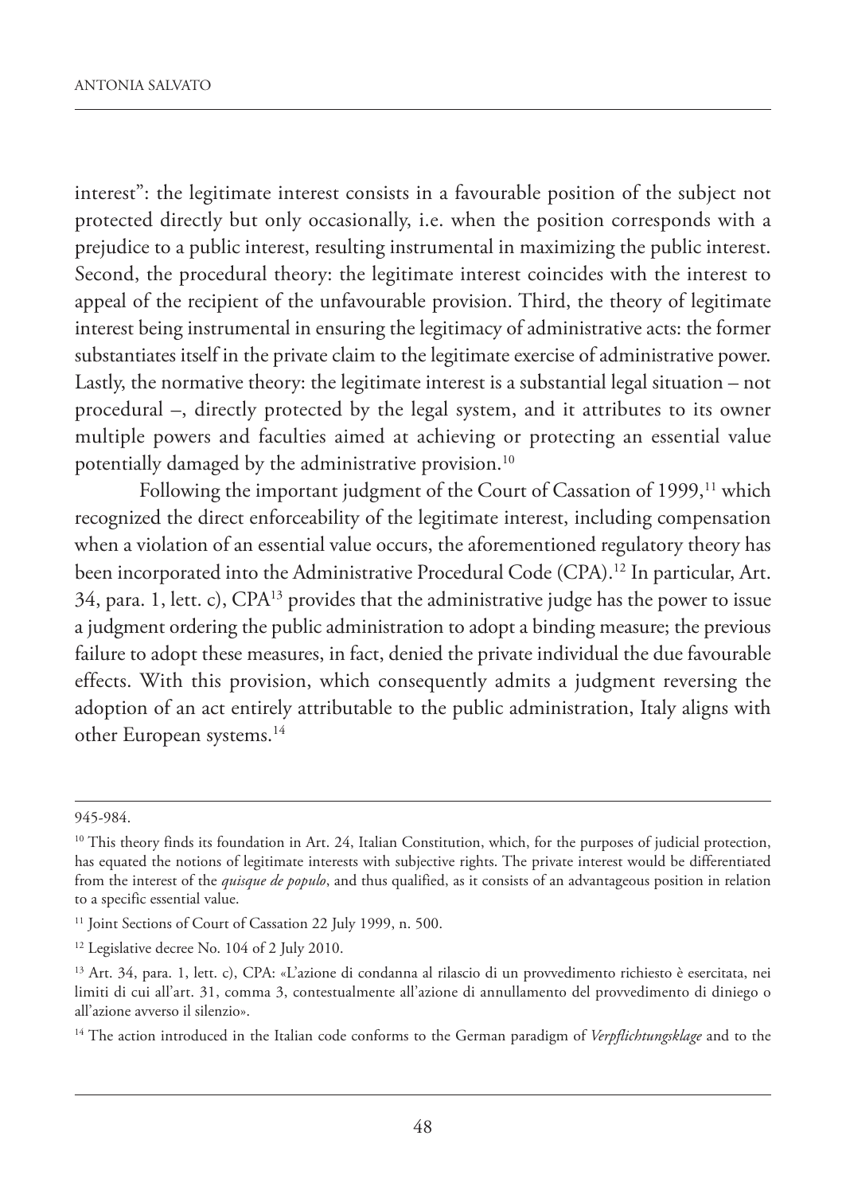interest": the legitimate interest consists in a favourable position of the subject not protected directly but only occasionally, i.e. when the position corresponds with a prejudice to a public interest, resulting instrumental in maximizing the public interest. Second, the procedural theory: the legitimate interest coincides with the interest to appeal of the recipient of the unfavourable provision. Third, the theory of legitimate interest being instrumental in ensuring the legitimacy of administrative acts: the former substantiates itself in the private claim to the legitimate exercise of administrative power. Lastly, the normative theory: the legitimate interest is a substantial legal situation – not procedural –, directly protected by the legal system, and it attributes to its owner multiple powers and faculties aimed at achieving or protecting an essential value potentially damaged by the administrative provision.[10]

Following the important judgment of the Court of Cassation of 1999,[11] which recognized the direct enforceability of the legitimate interest, including compensation when a violation of an essential value occurs, the aforementioned regulatory theory has been incorporated into the Administrative Procedural Code (CPA).[12] In particular, Art. 34, para. 1, lett. c), CPA[13] provides that the administrative judge has the power to issue a judgment ordering the public administration to adopt a binding measure; the previous failure to adopt these measures, in fact, denied the private individual the due favourable effects. With this provision, which consequently admits a judgment reversing the adoption of an act entirely attributable to the public administration, Italy aligns with other European systems.[14]

---

945-984.

[10] This theory finds its foundation in Art. 24, Italian Constitution, which, for the purposes of judicial protection, has equated the notions of legitimate interests with subjective rights. The private interest would be differentiated from the interest of the *quisque de populo*, and thus qualified, as it consists of an advantageous position in relation to a specific essential value.

[11] Joint Sections of Court of Cassation 22 July 1999, n. 500.

[12] Legislative decree No. 104 of 2 July 2010.

[13] Art. 34, para. 1, lett. c), CPA: «L'azione di condanna al rilascio di un provvedimento richiesto è esercitata, nei limiti di cui all'art. 31, comma 3, contestualmente all'azione di annullamento del provvedimento di diniego o all'azione avverso il silenzio».

[14] The action introduced in the Italian code conforms to the German paradigm of *Verpflichtungsklage* and to the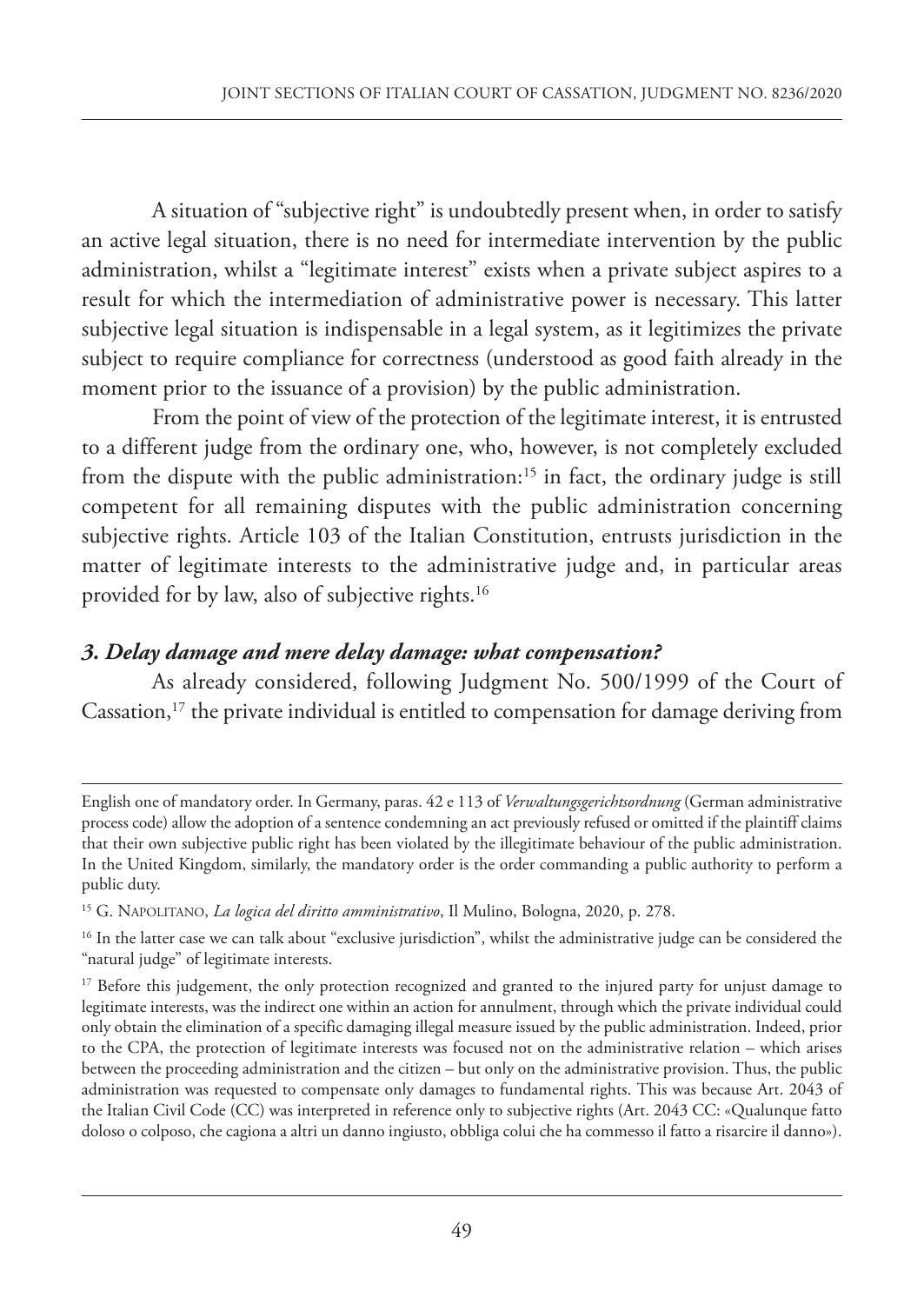A situation of "subjective right" is undoubtedly present when, in order to satisfy an active legal situation, there is no need for intermediate intervention by the public administration, whilst a "legitimate interest" exists when a private subject aspires to a result for which the intermediation of administrative power is necessary. This latter subjective legal situation is indispensable in a legal system, as it legitimizes the private subject to require compliance for correctness (understood as good faith already in the moment prior to the issuance of a provision) by the public administration.

From the point of view of the protection of the legitimate interest, it is entrusted to a different judge from the ordinary one, who, however, is not completely excluded from the dispute with the public administration:[15] in fact, the ordinary judge is still competent for all remaining disputes with the public administration concerning subjective rights. Article 103 of the Italian Constitution, entrusts jurisdiction in the matter of legitimate interests to the administrative judge and, in particular areas provided for by law, also of subjective rights.[16]

### *3. Delay damage and mere delay damage: what compensation?*

As already considered, following Judgment No. 500/1999 of the Court of Cassation,[17] the private individual is entitled to compensation for damage deriving from

---

English one of mandatory order. In Germany, paras. 42 e 113 of *Verwaltungsgerichtsordnung* (German administrative process code) allow the adoption of a sentence condemning an act previously refused or omitted if the plaintiff claims that their own subjective public right has been violated by the illegitimate behaviour of the public administration. In the United Kingdom, similarly, the mandatory order is the order commanding a public authority to perform a public duty.

[15] G. Napolitano, *La logica del diritto amministrativo*, Il Mulino, Bologna, 2020, p. 278.

[16] In the latter case we can talk about "exclusive jurisdiction", whilst the administrative judge can be considered the "natural judge" of legitimate interests.

[17] Before this judgement, the only protection recognized and granted to the injured party for unjust damage to legitimate interests, was the indirect one within an action for annulment, through which the private individual could only obtain the elimination of a specific damaging illegal measure issued by the public administration. Indeed, prior to the CPA, the protection of legitimate interests was focused not on the administrative relation – which arises between the proceeding administration and the citizen – but only on the administrative provision. Thus, the public administration was requested to compensate only damages to fundamental rights. This was because Art. 2043 of the Italian Civil Code (CC) was interpreted in reference only to subjective rights (Art. 2043 CC: «Qualunque fatto doloso o colposo, che cagiona a altri un danno ingiusto, obbliga colui che ha commesso il fatto a risarcire il danno»).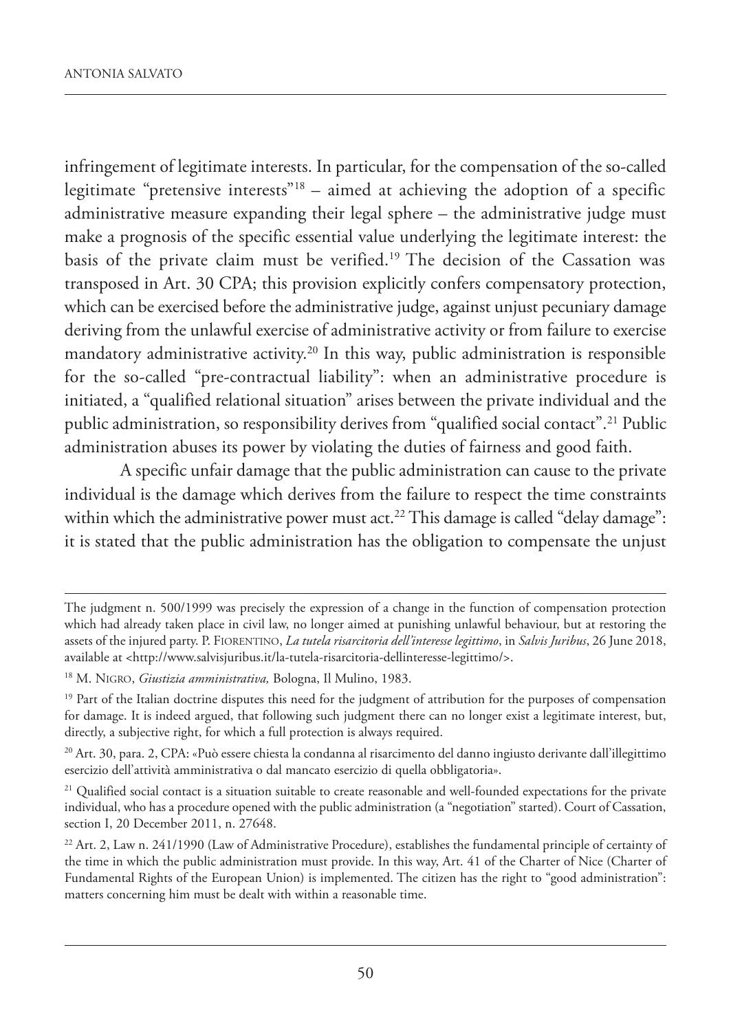infringement of legitimate interests. In particular, for the compensation of the so-called legitimate "pretensive interests"[18] – aimed at achieving the adoption of a specific administrative measure expanding their legal sphere – the administrative judge must make a prognosis of the specific essential value underlying the legitimate interest: the basis of the private claim must be verified.[19] The decision of the Cassation was transposed in Art. 30 CPA; this provision explicitly confers compensatory protection, which can be exercised before the administrative judge, against unjust pecuniary damage deriving from the unlawful exercise of administrative activity or from failure to exercise mandatory administrative activity.[20] In this way, public administration is responsible for the so-called "pre-contractual liability": when an administrative procedure is initiated, a "qualified relational situation" arises between the private individual and the public administration, so responsibility derives from "qualified social contact".[21] Public administration abuses its power by violating the duties of fairness and good faith.

A specific unfair damage that the public administration can cause to the private individual is the damage which derives from the failure to respect the time constraints within which the administrative power must act.[22] This damage is called "delay damage": it is stated that the public administration has the obligation to compensate the unjust

---

The judgment n. 500/1999 was precisely the expression of a change in the function of compensation protection which had already taken place in civil law, no longer aimed at punishing unlawful behaviour, but at restoring the assets of the injured party. P. Fiorentino, *La tutela risarcitoria dell'interesse legittimo*, in *Salvis Juribus*, 26 June 2018, available at <http://www.salvisjuribus.it/la-tutela-risarcitoria-dellinteresse-legittimo/>.

[18] M. Nigro, *Giustizia amministrativa,* Bologna, Il Mulino, 1983.

[19] Part of the Italian doctrine disputes this need for the judgment of attribution for the purposes of compensation for damage. It is indeed argued, that following such judgment there can no longer exist a legitimate interest, but, directly, a subjective right, for which a full protection is always required.

[20] Art. 30, para. 2, CPA: «Può essere chiesta la condanna al risarcimento del danno ingiusto derivante dall'illegittimo esercizio dell'attività amministrativa o dal mancato esercizio di quella obbligatoria».

[21] Qualified social contact is a situation suitable to create reasonable and well-founded expectations for the private individual, who has a procedure opened with the public administration (a "negotiation" started). Court of Cassation, section I, 20 December 2011, n. 27648.

[22] Art. 2, Law n. 241/1990 (Law of Administrative Procedure), establishes the fundamental principle of certainty of the time in which the public administration must provide. In this way, Art. 41 of the Charter of Nice (Charter of Fundamental Rights of the European Union) is implemented. The citizen has the right to "good administration": matters concerning him must be dealt with within a reasonable time.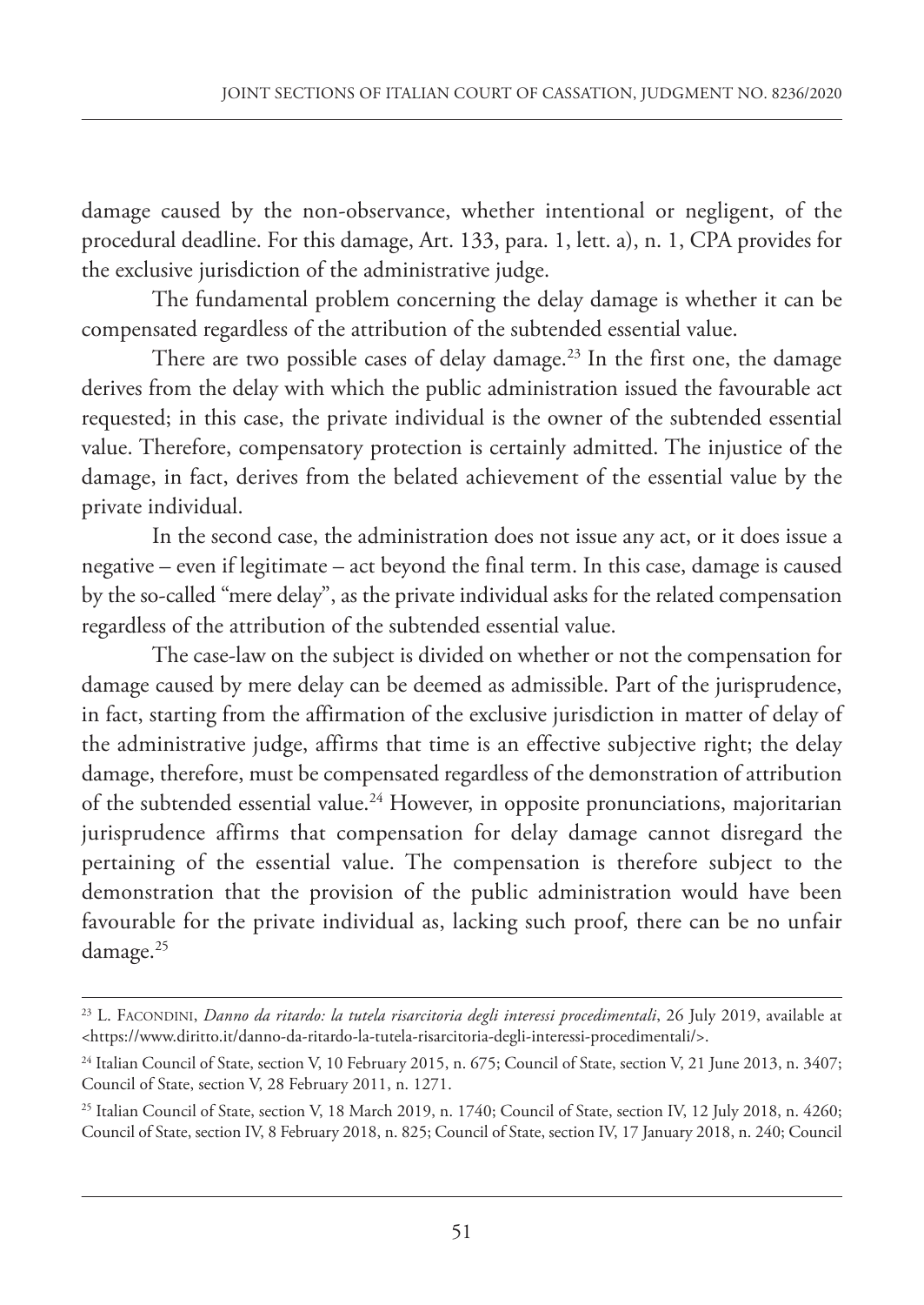damage caused by the non-observance, whether intentional or negligent, of the procedural deadline. For this damage, Art. 133, para. 1, lett. a), n. 1, CPA provides for the exclusive jurisdiction of the administrative judge.

The fundamental problem concerning the delay damage is whether it can be compensated regardless of the attribution of the subtended essential value.

There are two possible cases of delay damage.[23] In the first one, the damage derives from the delay with which the public administration issued the favourable act requested; in this case, the private individual is the owner of the subtended essential value. Therefore, compensatory protection is certainly admitted. The injustice of the damage, in fact, derives from the belated achievement of the essential value by the private individual.

In the second case, the administration does not issue any act, or it does issue a negative – even if legitimate – act beyond the final term. In this case, damage is caused by the so-called "mere delay", as the private individual asks for the related compensation regardless of the attribution of the subtended essential value.

The case-law on the subject is divided on whether or not the compensation for damage caused by mere delay can be deemed as admissible. Part of the jurisprudence, in fact, starting from the affirmation of the exclusive jurisdiction in matter of delay of the administrative judge, affirms that time is an effective subjective right; the delay damage, therefore, must be compensated regardless of the demonstration of attribution of the subtended essential value.[24] However, in opposite pronunciations, majoritarian jurisprudence affirms that compensation for delay damage cannot disregard the pertaining of the essential value. The compensation is therefore subject to the demonstration that the provision of the public administration would have been favourable for the private individual as, lacking such proof, there can be no unfair damage.[25]

---

[23] L. Facondini, *Danno da ritardo: la tutela risarcitoria degli interessi procedimentali*, 26 July 2019, available at <https://www.diritto.it/danno-da-ritardo-la-tutela-risarcitoria-degli-interessi-procedimentali/>.

[24] Italian Council of State, section V, 10 February 2015, n. 675; Council of State, section V, 21 June 2013, n. 3407; Council of State, section V, 28 February 2011, n. 1271.

[25] Italian Council of State, section V, 18 March 2019, n. 1740; Council of State, section IV, 12 July 2018, n. 4260; Council of State, section IV, 8 February 2018, n. 825; Council of State, section IV, 17 January 2018, n. 240; Council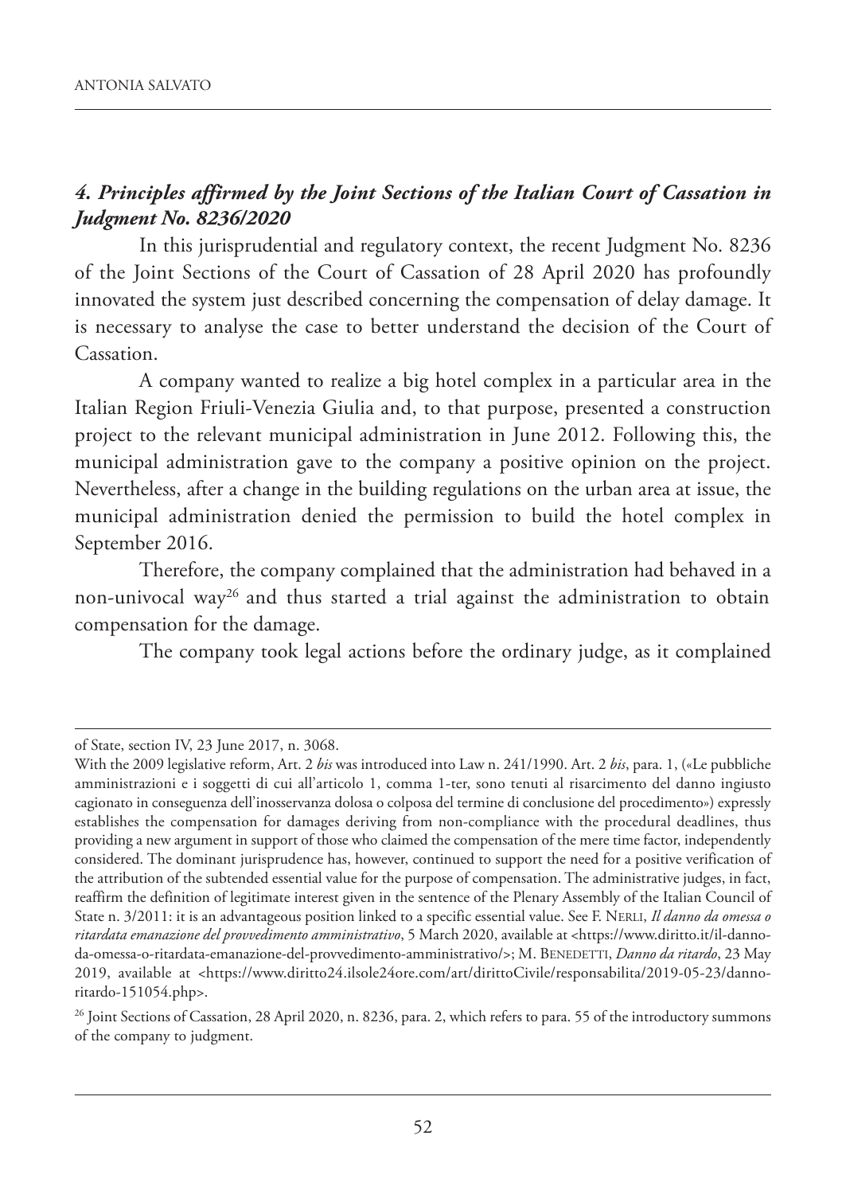### *4. Principles affirmed by the Joint Sections of the Italian Court of Cassation in Judgment No. 8236/2020*

In this jurisprudential and regulatory context, the recent Judgment No. 8236 of the Joint Sections of the Court of Cassation of 28 April 2020 has profoundly innovated the system just described concerning the compensation of delay damage. It is necessary to analyse the case to better understand the decision of the Court of Cassation.

A company wanted to realize a big hotel complex in a particular area in the Italian Region Friuli-Venezia Giulia and, to that purpose, presented a construction project to the relevant municipal administration in June 2012. Following this, the municipal administration gave to the company a positive opinion on the project. Nevertheless, after a change in the building regulations on the urban area at issue, the municipal administration denied the permission to build the hotel complex in September 2016.

Therefore, the company complained that the administration had behaved in a non-univocal way[26] and thus started a trial against the administration to obtain compensation for the damage.

The company took legal actions before the ordinary judge, as it complained

---

of State, section IV, 23 June 2017, n. 3068.

With the 2009 legislative reform, Art. 2 *bis* was introduced into Law n. 241/1990. Art. 2 *bis*, para. 1, («Le pubbliche amministrazioni e i soggetti di cui all'articolo 1, comma 1-ter, sono tenuti al risarcimento del danno ingiusto cagionato in conseguenza dell'inosservanza dolosa o colposa del termine di conclusione del procedimento») expressly establishes the compensation for damages deriving from non-compliance with the procedural deadlines, thus providing a new argument in support of those who claimed the compensation of the mere time factor, independently considered. The dominant jurisprudence has, however, continued to support the need for a positive verification of the attribution of the subtended essential value for the purpose of compensation. The administrative judges, in fact, reaffirm the definition of legitimate interest given in the sentence of the Plenary Assembly of the Italian Council of State n. 3/2011: it is an advantageous position linked to a specific essential value. See F. Nerli, *Il danno da omessa o ritardata emanazione del provvedimento amministrativo*, 5 March 2020, available at <https://www.diritto.it/il-danno-da-omessa-o-ritardata-emanazione-del-provvedimento-amministrativo/>; M. Benedetti, *Danno da ritardo*, 23 May 2019, available at <https://www.diritto24.ilsole24ore.com/art/dirittoCivile/responsabilita/2019-05-23/danno-ritardo-151054.php>.

[26] Joint Sections of Cassation, 28 April 2020, n. 8236, para. 2, which refers to para. 55 of the introductory summons of the company to judgment.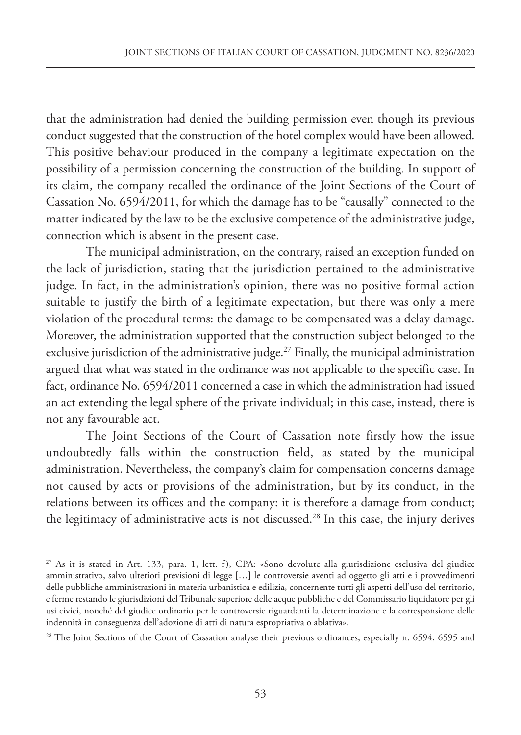that the administration had denied the building permission even though its previous conduct suggested that the construction of the hotel complex would have been allowed. This positive behaviour produced in the company a legitimate expectation on the possibility of a permission concerning the construction of the building. In support of its claim, the company recalled the ordinance of the Joint Sections of the Court of Cassation No. 6594/2011, for which the damage has to be "causally" connected to the matter indicated by the law to be the exclusive competence of the administrative judge, connection which is absent in the present case.

The municipal administration, on the contrary, raised an exception funded on the lack of jurisdiction, stating that the jurisdiction pertained to the administrative judge. In fact, in the administration's opinion, there was no positive formal action suitable to justify the birth of a legitimate expectation, but there was only a mere violation of the procedural terms: the damage to be compensated was a delay damage. Moreover, the administration supported that the construction subject belonged to the exclusive jurisdiction of the administrative judge.[27] Finally, the municipal administration argued that what was stated in the ordinance was not applicable to the specific case. In fact, ordinance No. 6594/2011 concerned a case in which the administration had issued an act extending the legal sphere of the private individual; in this case, instead, there is not any favourable act.

The Joint Sections of the Court of Cassation note firstly how the issue undoubtedly falls within the construction field, as stated by the municipal administration. Nevertheless, the company's claim for compensation concerns damage not caused by acts or provisions of the administration, but by its conduct, in the relations between its offices and the company: it is therefore a damage from conduct; the legitimacy of administrative acts is not discussed.[28] In this case, the injury derives

---

[27] As it is stated in Art. 133, para. 1, lett. f), CPA: «Sono devolute alla giurisdizione esclusiva del giudice amministrativo, salvo ulteriori previsioni di legge […] le controversie aventi ad oggetto gli atti e i provvedimenti delle pubbliche amministrazioni in materia urbanistica e edilizia, concernente tutti gli aspetti dell'uso del territorio, e ferme restando le giurisdizioni del Tribunale superiore delle acque pubbliche e del Commissario liquidatore per gli usi civici, nonché del giudice ordinario per le controversie riguardanti la determinazione e la corresponsione delle indennità in conseguenza dell'adozione di atti di natura espropriativa o ablativa».

[28] The Joint Sections of the Court of Cassation analyse their previous ordinances, especially n. 6594, 6595 and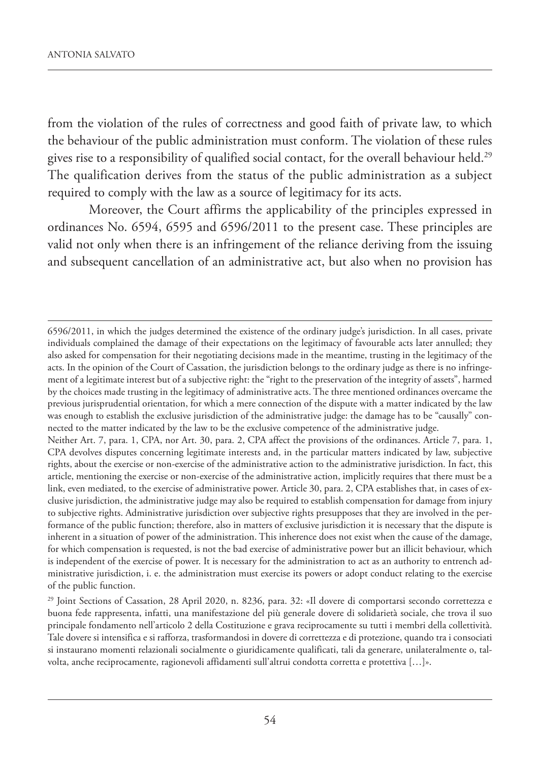from the violation of the rules of correctness and good faith of private law, to which the behaviour of the public administration must conform. The violation of these rules gives rise to a responsibility of qualified social contact, for the overall behaviour held.[29] The qualification derives from the status of the public administration as a subject required to comply with the law as a source of legitimacy for its acts.

Moreover, the Court affirms the applicability of the principles expressed in ordinances No. 6594, 6595 and 6596/2011 to the present case. These principles are valid not only when there is an infringement of the reliance deriving from the issuing and subsequent cancellation of an administrative act, but also when no provision has

---

6596/2011, in which the judges determined the existence of the ordinary judge's jurisdiction. In all cases, private individuals complained the damage of their expectations on the legitimacy of favourable acts later annulled; they also asked for compensation for their negotiating decisions made in the meantime, trusting in the legitimacy of the acts. In the opinion of the Court of Cassation, the jurisdiction belongs to the ordinary judge as there is no infringement of a legitimate interest but of a subjective right: the "right to the preservation of the integrity of assets", harmed by the choices made trusting in the legitimacy of administrative acts. The three mentioned ordinances overcame the previous jurisprudential orientation, for which a mere connection of the dispute with a matter indicated by the law was enough to establish the exclusive jurisdiction of the administrative judge: the damage has to be "causally" connected to the matter indicated by the law to be the exclusive competence of the administrative judge.

Neither Art. 7, para. 1, CPA, nor Art. 30, para. 2, CPA affect the provisions of the ordinances. Article 7, para. 1, CPA devolves disputes concerning legitimate interests and, in the particular matters indicated by law, subjective rights, about the exercise or non-exercise of the administrative action to the administrative jurisdiction. In fact, this article, mentioning the exercise or non-exercise of the administrative action, implicitly requires that there must be a link, even mediated, to the exercise of administrative power. Article 30, para. 2, CPA establishes that, in cases of exclusive jurisdiction, the administrative judge may also be required to establish compensation for damage from injury to subjective rights. Administrative jurisdiction over subjective rights presupposes that they are involved in the performance of the public function; therefore, also in matters of exclusive jurisdiction it is necessary that the dispute is inherent in a situation of power of the administration. This inherence does not exist when the cause of the damage, for which compensation is requested, is not the bad exercise of administrative power but an illicit behaviour, which is independent of the exercise of power. It is necessary for the administration to act as an authority to entrench administrative jurisdiction, i. e. the administration must exercise its powers or adopt conduct relating to the exercise of the public function.

[29] Joint Sections of Cassation, 28 April 2020, n. 8236, para. 32: «Il dovere di comportarsi secondo correttezza e buona fede rappresenta, infatti, una manifestazione del più generale dovere di solidarietà sociale, che trova il suo principale fondamento nell'articolo 2 della Costituzione e grava reciprocamente su tutti i membri della collettività. Tale dovere si intensifica e si rafforza, trasformandosi in dovere di correttezza e di protezione, quando tra i consociati si instaurano momenti relazionali socialmente o giuridicamente qualificati, tali da generare, unilateralmente o, talvolta, anche reciprocamente, ragionevoli affidamenti sull'altrui condotta corretta e protettiva […]».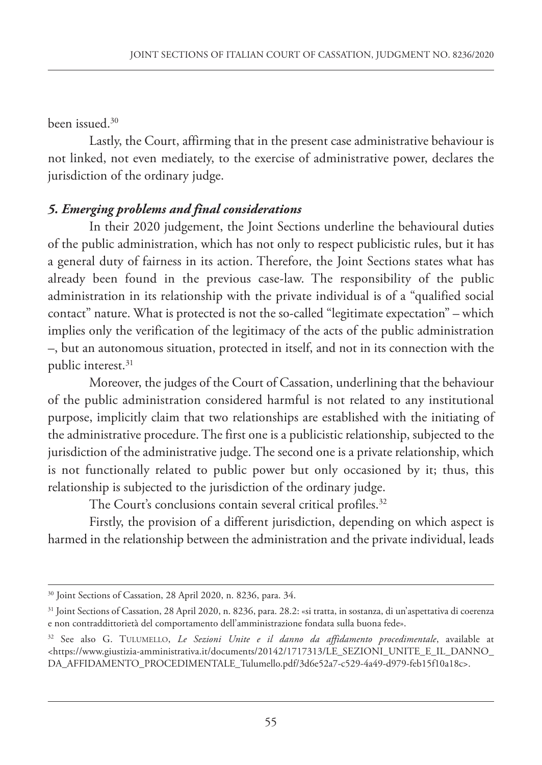been issued.[30]

Lastly, the Court, affirming that in the present case administrative behaviour is not linked, not even mediately, to the exercise of administrative power, declares the jurisdiction of the ordinary judge.

### *5. Emerging problems and final considerations*

In their 2020 judgement, the Joint Sections underline the behavioural duties of the public administration, which has not only to respect publicistic rules, but it has a general duty of fairness in its action. Therefore, the Joint Sections states what has already been found in the previous case-law. The responsibility of the public administration in its relationship with the private individual is of a "qualified social contact" nature. What is protected is not the so-called "legitimate expectation" – which implies only the verification of the legitimacy of the acts of the public administration –, but an autonomous situation, protected in itself, and not in its connection with the public interest.[31]

Moreover, the judges of the Court of Cassation, underlining that the behaviour of the public administration considered harmful is not related to any institutional purpose, implicitly claim that two relationships are established with the initiating of the administrative procedure. The first one is a publicistic relationship, subjected to the jurisdiction of the administrative judge. The second one is a private relationship, which is not functionally related to public power but only occasioned by it; thus, this relationship is subjected to the jurisdiction of the ordinary judge.

The Court's conclusions contain several critical profiles.[32]

Firstly, the provision of a different jurisdiction, depending on which aspect is harmed in the relationship between the administration and the private individual, leads

---

[30] Joint Sections of Cassation, 28 April 2020, n. 8236, para. 34.

[31] Joint Sections of Cassation, 28 April 2020, n. 8236, para. 28.2: «si tratta, in sostanza, di un'aspettativa di coerenza e non contraddittorietà del comportamento dell'amministrazione fondata sulla buona fede».

[32] See also G. Tulumello, *Le Sezioni Unite e il danno da affidamento procedimentale*, available at <https://www.giustizia-amministrativa.it/documents/20142/1717313/LE_SEZIONI_UNITE_E_IL_DANNO_DA_AFFIDAMENTO_PROCEDIMENTALE_Tulumello.pdf/3d6e52a7-c529-4a49-d979-feb15f10a18c>.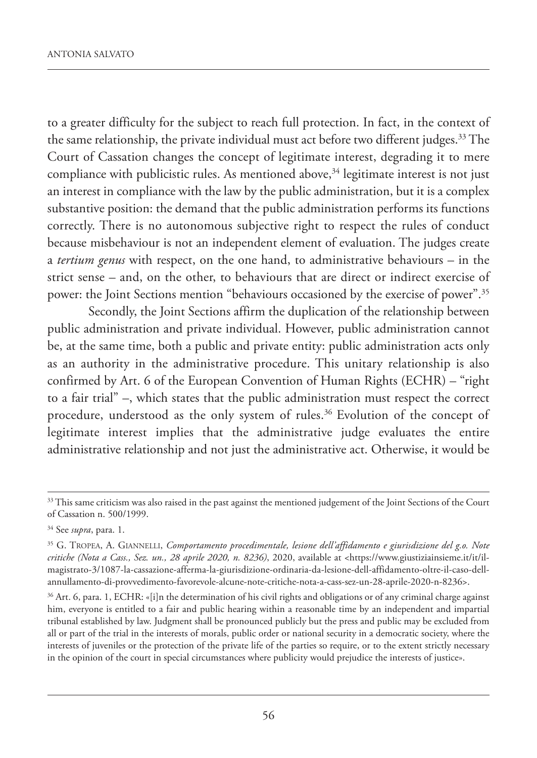to a greater difficulty for the subject to reach full protection. In fact, in the context of the same relationship, the private individual must act before two different judges.[33] The Court of Cassation changes the concept of legitimate interest, degrading it to mere compliance with publicistic rules. As mentioned above,[34] legitimate interest is not just an interest in compliance with the law by the public administration, but it is a complex substantive position: the demand that the public administration performs its functions correctly. There is no autonomous subjective right to respect the rules of conduct because misbehaviour is not an independent element of evaluation. The judges create a *tertium genus* with respect, on the one hand, to administrative behaviours – in the strict sense – and, on the other, to behaviours that are direct or indirect exercise of power: the Joint Sections mention "behaviours occasioned by the exercise of power".[35]

Secondly, the Joint Sections affirm the duplication of the relationship between public administration and private individual. However, public administration cannot be, at the same time, both a public and private entity: public administration acts only as an authority in the administrative procedure. This unitary relationship is also confirmed by Art. 6 of the European Convention of Human Rights (ECHR) – "right to a fair trial" –, which states that the public administration must respect the correct procedure, understood as the only system of rules.[36] Evolution of the concept of legitimate interest implies that the administrative judge evaluates the entire administrative relationship and not just the administrative act. Otherwise, it would be

---

[33] This same criticism was also raised in the past against the mentioned judgement of the Joint Sections of the Court of Cassation n. 500/1999.

[34] See *supra*, para. 1.

[35] G. Tropea, A. Giannelli, *Comportamento procedimentale, lesione dell'affidamento e giurisdizione del g.o. Note critiche (Nota a Cass., Sez. un., 28 aprile 2020, n. 8236)*, 2020, available at <https://www.giustiziainsieme.it/it/il-magistrato-3/1087-la-cassazione-afferma-la-giurisdizione-ordinaria-da-lesione-dell-affidamento-oltre-il-caso-dell-annullamento-di-provvedimento-favorevole-alcune-note-critiche-nota-a-cass-sez-un-28-aprile-2020-n-8236>.

[36] Art. 6, para. 1, ECHR: «[i]n the determination of his civil rights and obligations or of any criminal charge against him, everyone is entitled to a fair and public hearing within a reasonable time by an independent and impartial tribunal established by law. Judgment shall be pronounced publicly but the press and public may be excluded from all or part of the trial in the interests of morals, public order or national security in a democratic society, where the interests of juveniles or the protection of the private life of the parties so require, or to the extent strictly necessary in the opinion of the court in special circumstances where publicity would prejudice the interests of justice».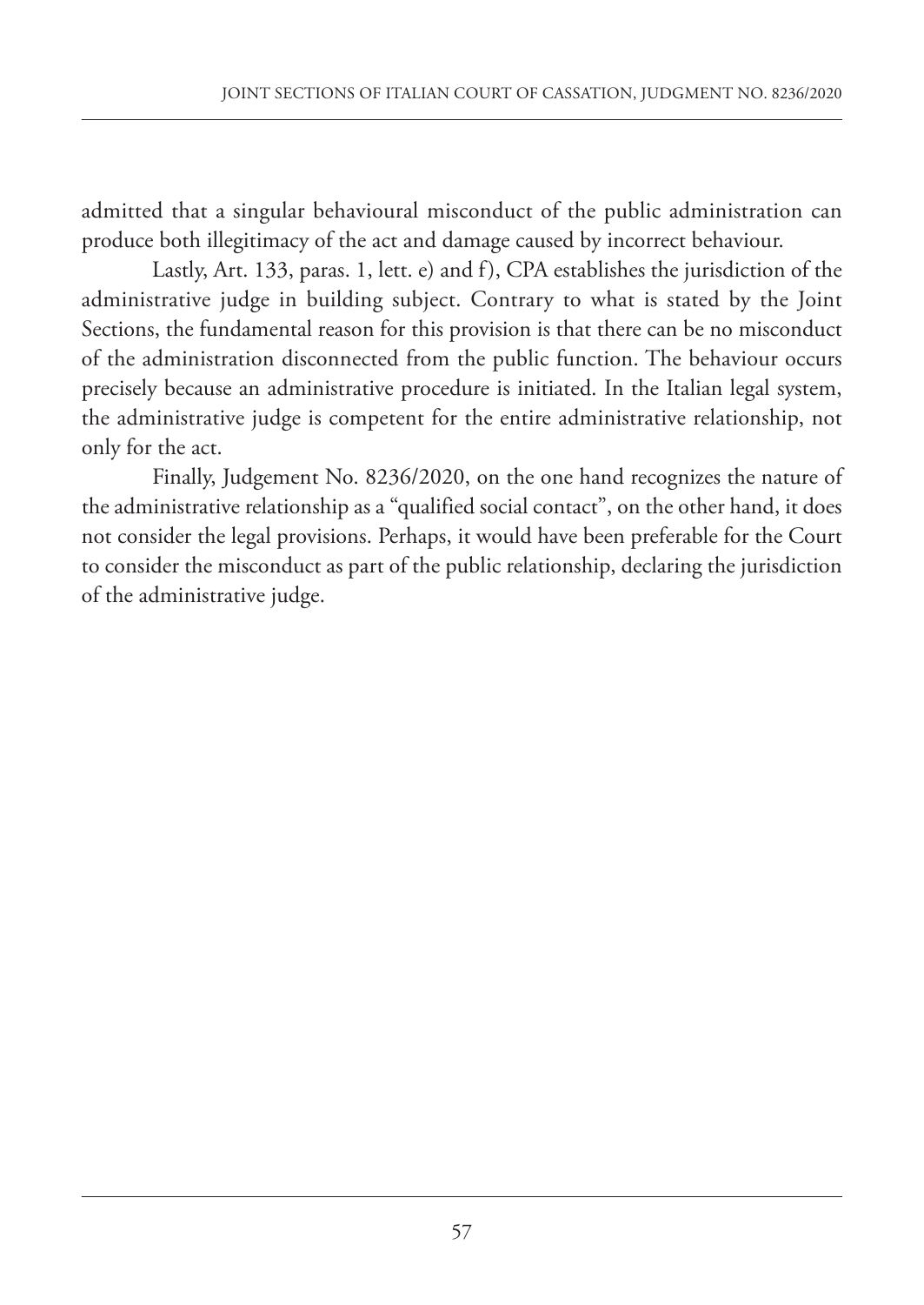admitted that a singular behavioural misconduct of the public administration can produce both illegitimacy of the act and damage caused by incorrect behaviour.

Lastly, Art. 133, paras. 1, lett. e) and f), CPA establishes the jurisdiction of the administrative judge in building subject. Contrary to what is stated by the Joint Sections, the fundamental reason for this provision is that there can be no misconduct of the administration disconnected from the public function. The behaviour occurs precisely because an administrative procedure is initiated. In the Italian legal system, the administrative judge is competent for the entire administrative relationship, not only for the act.

Finally, Judgement No. 8236/2020, on the one hand recognizes the nature of the administrative relationship as a "qualified social contact", on the other hand, it does not consider the legal provisions. Perhaps, it would have been preferable for the Court to consider the misconduct as part of the public relationship, declaring the jurisdiction of the administrative judge.